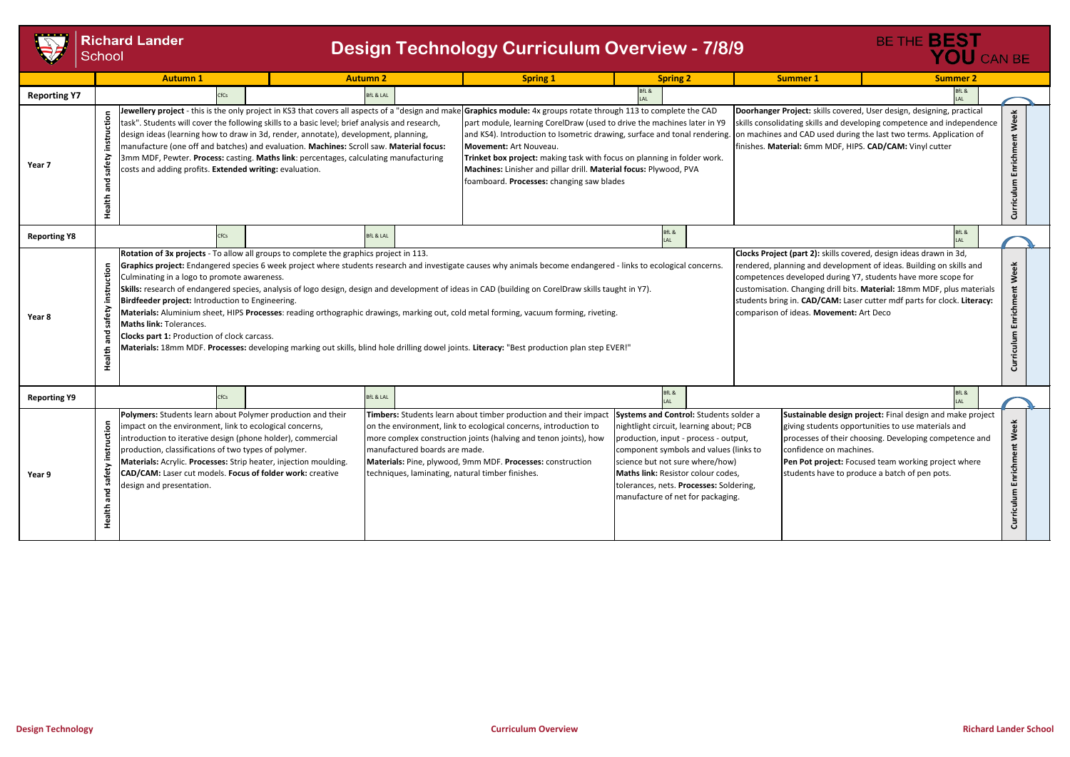# Richard Lander School

## Design Technology Curriculum Overview - 7/8/9

BE THE **BEST YOU** CAN BE

| | Autumn 1 | Autumn 2 | Spring 1 | Spring 2 | Summer 1 | Summer 2 |
|---|---|---|---|---|---|---|
| **Reporting Y7** | CfCs | BfL & LAL | | BfL & LAL | | BfL & LAL |
| **Year 7** | Health and safety instruction. **Jewellery project** - this is the only project in KS3 that covers all aspects of a "design and make task". Students will cover the following skills to a basic level; brief analysis and research, design ideas (learning how to draw in 3d, render, annotate), development, planning, manufacture (one off and batches) and evaluation. **Machines:** Scroll saw. **Material focus:** 3mm MDF, Pewter. **Process:** casting. **Maths link**: percentages, calculating manufacturing costs and adding profits. **Extended writing:** evaluation. | | **Graphics module:** 4x groups rotate through 113 to complete the CAD part module, learning CorelDraw (used to drive the machines later in Y9 and KS4). Introduction to Isometric drawing, surface and tonal rendering. **Movement:** Art Nouveau. **Trinket box project:** making task with focus on planning in folder work. **Machines:** Linisher and pillar drill. **Material focus:** Plywood, PVA foamboard. **Processes:** changing saw blades | | **Doorhanger Project:** skills covered, User design, designing, practical skills consolidating skills and developing competence and independence on machines and CAD used during the last two terms. Application of finishes. **Material:** 6mm MDF, HIPS. **CAD/CAM:** Vinyl cutter | Curriculum Enrichment Week |
| **Reporting Y8** | CfCs | BfL & LAL | | BfL & LAL | | BfL & LAL |
| **Year 8** | Health and safety instruction. **Rotation of 3x projects** - To allow all groups to complete the graphics project in 113. **Graphics project:** Endangered species 6 week project where students research and investigate causes why animals become endangered - links to ecological concerns. Culminating in a logo to promote awareness. **Skills:** research of endangered species, analysis of logo design, design and development of ideas in CAD (building on CorelDraw skills taught in Y7). **Birdfeeder project:** Introduction to Engineering. **Materials:** Aluminium sheet, HIPS **Processes**: reading orthographic drawings, marking out, cold metal forming, vacuum forming, riveting. **Maths link:** Tolerances. **Clocks part 1:** Production of clock carcass. **Materials:** 18mm MDF. **Processes:** developing marking out skills, blind hole drilling dowel joints. **Literacy:** "Best production plan step EVER!" | | | | **Clocks Project (part 2):** skills covered, design ideas drawn in 3d, rendered, planning and development of ideas. Building on skills and competences developed during Y7, students have more scope for customisation. Changing drill bits. **Material:** 18mm MDF, plus materials students bring in. **CAD/CAM:** Laser cutter mdf parts for clock. **Literacy:** comparison of ideas. **Movement:** Art Deco | Curriculum Enrichment Week |
| **Reporting Y9** | CfCs | BfL & LAL | | BfL & LAL | | BfL & LAL |
| **Year 9** | Health and safety instruction. **Polymers:** Students learn about Polymer production and their impact on the environment, link to ecological concerns, introduction to iterative design (phone holder), commercial production, classifications of two types of polymer. **Materials:** Acrylic. **Processes:** Strip heater, injection moulding. **CAD/CAM:** Laser cut models. **Focus of folder work:** creative design and presentation. | **Timbers:** Students learn about timber production and their impact on the environment, link to ecological concerns, introduction to more complex construction joints (halving and tenon joints), how manufactured boards are made. **Materials:** Pine, plywood, 9mm MDF. **Processes:** construction techniques, laminating, natural timber finishes. | | **Systems and Control:** Students solder a nightlight circuit, learning about; PCB production, input - process - output, component symbols and values (links to science but not sure where/how) **Maths link:** Resistor colour codes, tolerances, nets. **Processes:** Soldering, manufacture of net for packaging. | **Sustainable design project:** Final design and make project giving students opportunities to use materials and processes of their choosing. Developing competence and confidence on machines. **Pen Pot project:** Focused team working project where students have to produce a batch of pen pots. | Curriculum Enrichment Week |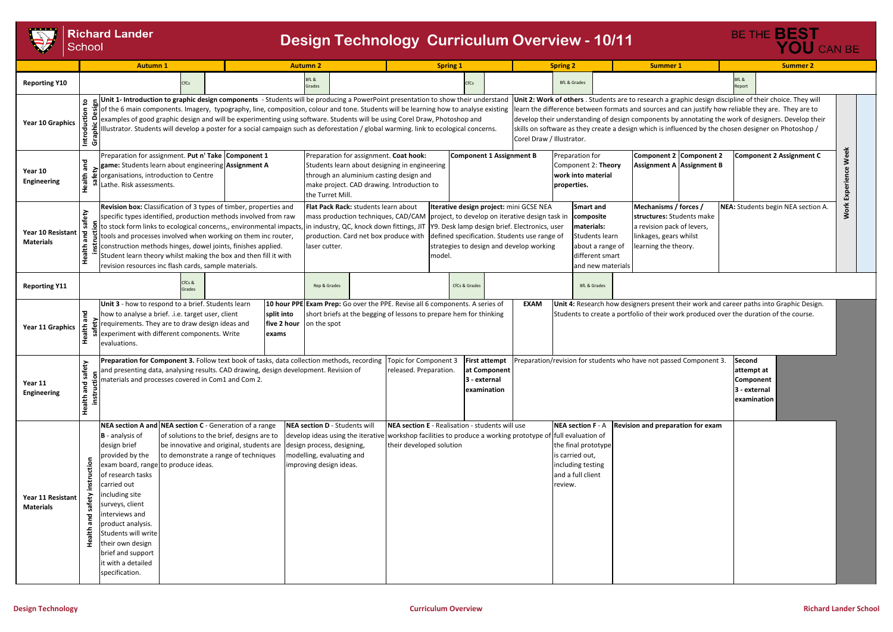# Richard Lander School

## Design Technology Curriculum Overview - 10/11

BE THE BEST YOU CAN BE

| | Autumn 1 | Autumn 2 | Spring 1 | Spring 2 | Summer 1 | Summer 2 |
|---|---|---|---|---|---|---|
| **Reporting Y10** | CfCs | BfL & Grades | CfCs | BfL & Grades | | BfL & Report |
| **Year 10 Graphics** | Introduction to Graphic Design. **Unit 1- Introduction to graphic design components** - Students will be producing a PowerPoint presentation to show their understand of the 6 main components. Imagery, typography, line, composition, colour and tone. Students will be learning how to analyse existing examples of good graphic design and will be experimenting using software. Students will be using Corel Draw, Photoshop and Illustrator. Students will develop a poster for a social campaign such as deforestation / global warming. link to ecological concerns. | | | **Unit 2: Work of others** . Students are to research a graphic design discipline of their choice. They will learn the difference between formats and sources and can justify how reliable they are. They are to develop their understanding of design components by annotating the work of designers. Develop their skills on software as they create a design which is influenced by the chosen designer on Photoshop / Corel Draw / Illustrator. | | Work Experience Week |
| **Year 10 Engineering** | Health and safety. Preparation for assignment. **Put n' Take game:** Students learn about engineering organisations, introduction to Centre Lathe. Risk assessments. **Component 1 Assignment A** | Preparation for assignment. **Coat hook:** Students learn about designing in engineering through an aluminium casting design and make project. CAD drawing. Introduction to the Turret Mill. | **Component 1 Assignment B** | Preparation for Component 2: **Theory work into material properties.** | **Component 2 Assignment A** / **Component 2 Assignment B** | **Component 2 Assignment C** |
| **Year 10 Resistant Materials** | Health and safety instruction. **Revision box:** Classification of 3 types of timber, properties and specific types identified, production methods involved from raw to stock form links to ecological concerns,, environmental impacts, tools and processes involved when working on them inc router, construction methods hinges, dowel joints, finishes applied. Student learn theory whilst making the box and then fill it with revision resources inc flash cards, sample materials. | **Flat Pack Rack:** students learn about mass production techniques, CAD/CAM in industry, QC, knock down fittings, JIT production. Card net box produce with laser cutter. | **Iterative design project:** mini GCSE NEA project, to develop on iterative design task in Y9. Desk lamp design brief. Electronics, user defined specification. Students use range of strategies to design and develop working model. | **Smart and composite materials:** Students learn about a range of different smart and new materials | **Mechanisms / forces / structures:** Students make a revision pack of levers, linkages, gears whilst learning the theory. | **NEA:** Students begin NEA section A. |
| **Reporting Y11** | CfCs & Grades | Rep & Grades | CfCs & Grades | BfL & Grades | | |
| **Year 11 Graphics** | Health and safety. **Unit 3** - how to respond to a brief. Students learn how to analyse a brief. .i.e. target user, client requirements. They are to draw design ideas and experiment with different components. Write evaluations. **10 hour PPE split into five 2 hour exams** | **Exam Prep:** Go over the PPE. Revise all 6 components. A series of short briefs at the begging of lessons to prepare hem for thinking on the spot | **EXAM** | **Unit 4:** Research how designers present their work and career paths into Graphic Design. Students to create a portfolio of their work produced over the duration of the course. | | |
| **Year 11 Engineering** | Health and safety instruction. **Preparation for Component 3.** Follow text book of tasks, data collection methods, recording and presenting data, analysing results. CAD drawing, design development. Revision of materials and processes covered in Com1 and Com 2. | | Topic for Component 3 released. Preparation. **First attempt at Component 3 - external examination** | Preparation/revision for students who have not passed Component 3. | | **Second attempt at Component 3 - external examination** |
| **Year 11 Resistant Materials** | Health and safety instruction. **NEA section A and B** - analysis of design brief provided by the exam board, range of research tasks carried out including site surveys, client interviews and product analysis. Students will write their own design brief and support it with a detailed specification. **NEA section C** - Generation of a range of solutions to the brief, designs are to be innovative and original, students are to demonstrate a range of techniques to produce ideas. | **NEA section D** - Students will develop ideas using the iterative design process, designing, modelling, evaluating and improving design ideas. | **NEA section E** - Realisation - students will use workshop facilities to produce a working prototype of their developed solution | **NEA section F** - A full evaluation of the final prototype is carried out, including testing and a full client review. | **Revision and preparation for exam** | |

Design Technology — Curriculum Overview — Richard Lander School